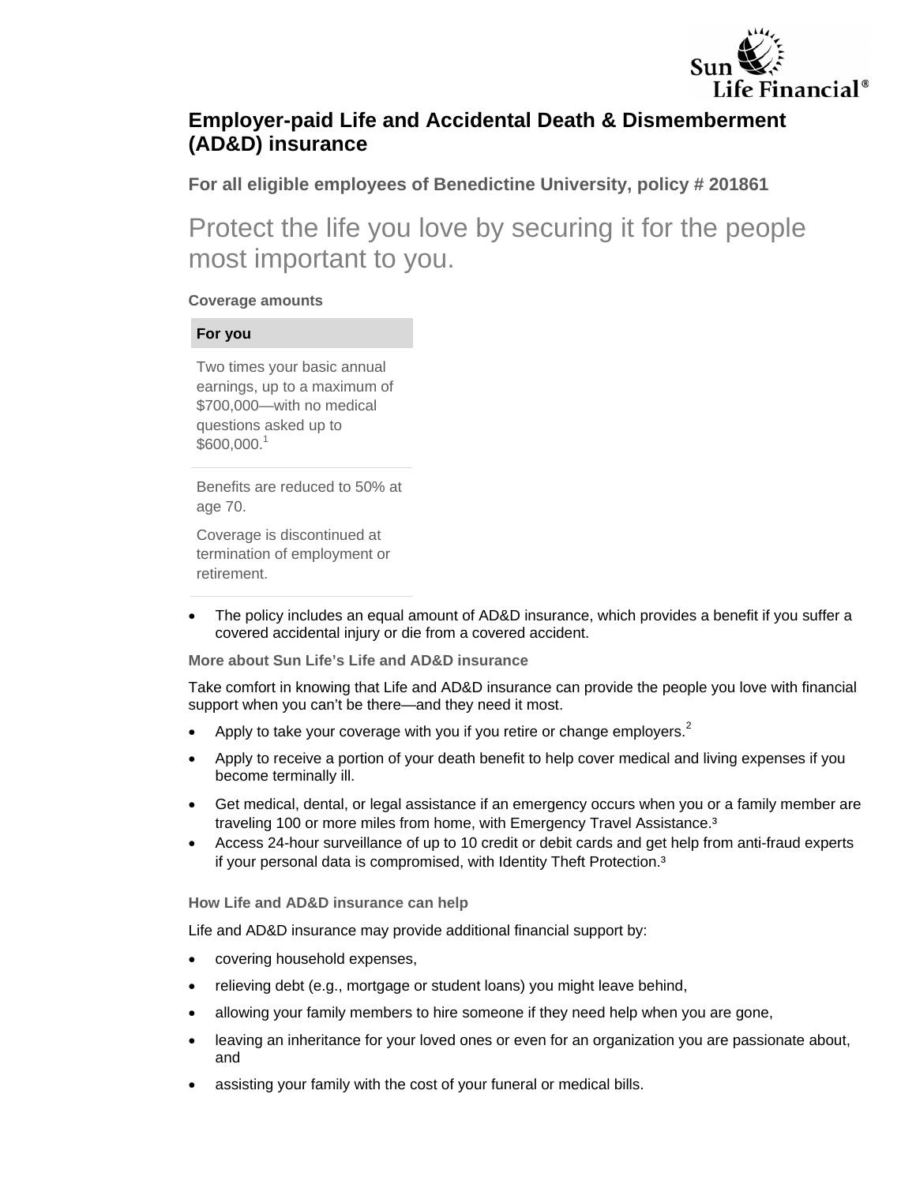# Employer-paid Life and Accidental Death & Dismemberment (AD&D) insurance

**For all eligible employees of Benedictine University, policy # 201861**

## Protect the life you love by securing it for the people most important to you.

**Coverage amounts**

| For you |
| --- |
| Two times your basic annual earnings, up to a maximum of $700,000—with no medical questions asked up to $600,000.[1] |
| Benefits are reduced to 50% at age 70. Coverage is discontinued at termination of employment or retirement. |

- The policy includes an equal amount of AD&D insurance, which provides a benefit if you suffer a covered accidental injury or die from a covered accident.

**More about Sun Life's Life and AD&D insurance**

Take comfort in knowing that Life and AD&D insurance can provide the people you love with financial support when you can't be there—and they need it most.

- Apply to take your coverage with you if you retire or change employers.[2]
- Apply to receive a portion of your death benefit to help cover medical and living expenses if you become terminally ill.
- Get medical, dental, or legal assistance if an emergency occurs when you or a family member are traveling 100 or more miles from home, with Emergency Travel Assistance.[3]
- Access 24-hour surveillance of up to 10 credit or debit cards and get help from anti-fraud experts if your personal data is compromised, with Identity Theft Protection.[3]

**How Life and AD&D insurance can help**

Life and AD&D insurance may provide additional financial support by:

- covering household expenses,
- relieving debt (e.g., mortgage or student loans) you might leave behind,
- allowing your family members to hire someone if they need help when you are gone,
- leaving an inheritance for your loved ones or even for an organization you are passionate about, and
- assisting your family with the cost of your funeral or medical bills.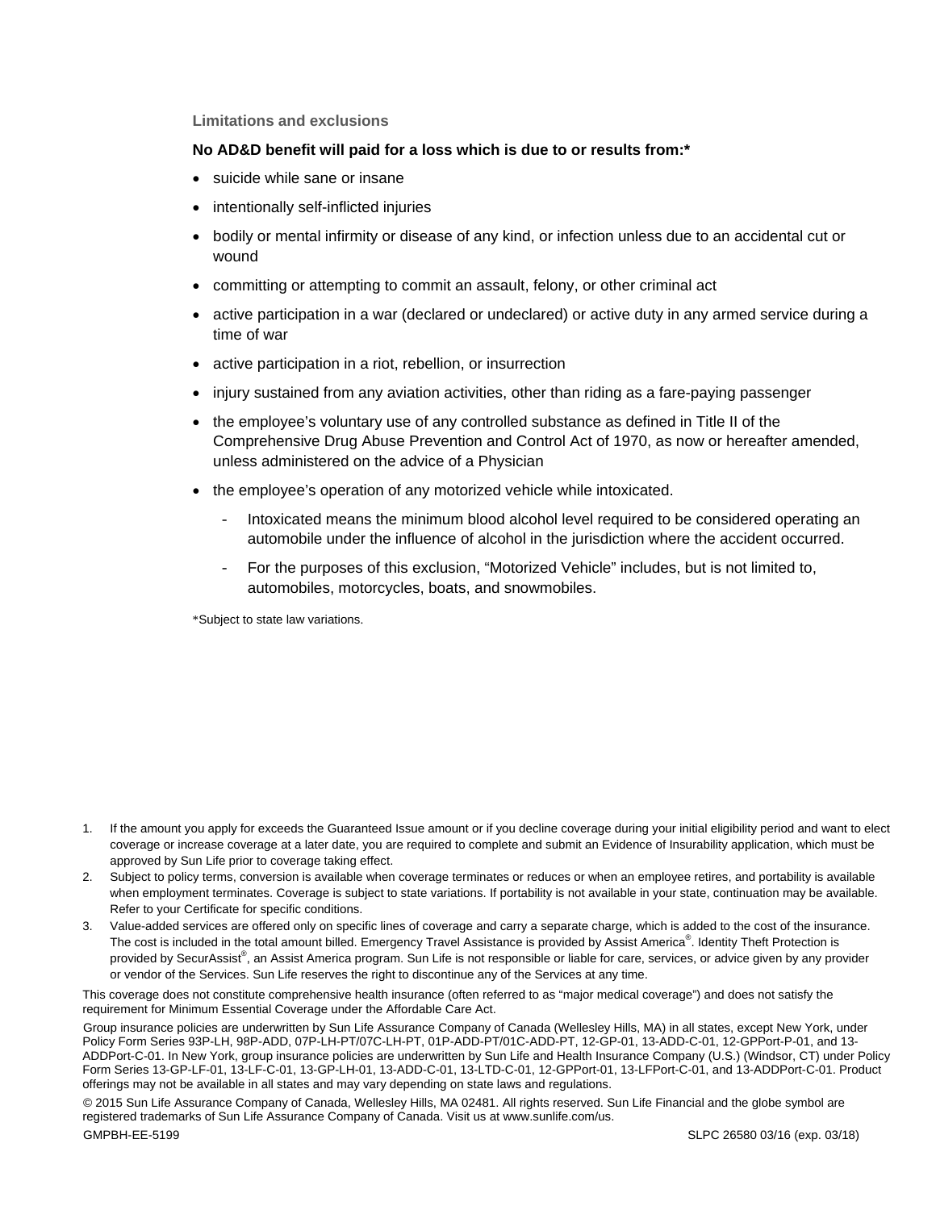### Limitations and exclusions

**No AD&D benefit will paid for a loss which is due to or results from:***

- suicide while sane or insane
- intentionally self-inflicted injuries
- bodily or mental infirmity or disease of any kind, or infection unless due to an accidental cut or wound
- committing or attempting to commit an assault, felony, or other criminal act
- active participation in a war (declared or undeclared) or active duty in any armed service during a time of war
- active participation in a riot, rebellion, or insurrection
- injury sustained from any aviation activities, other than riding as a fare-paying passenger
- the employee's voluntary use of any controlled substance as defined in Title II of the Comprehensive Drug Abuse Prevention and Control Act of 1970, as now or hereafter amended, unless administered on the advice of a Physician
- the employee's operation of any motorized vehicle while intoxicated.
    - Intoxicated means the minimum blood alcohol level required to be considered operating an automobile under the influence of alcohol in the jurisdiction where the accident occurred.
    - For the purposes of this exclusion, "Motorized Vehicle" includes, but is not limited to, automobiles, motorcycles, boats, and snowmobiles.

*Subject to state law variations.

1. If the amount you apply for exceeds the Guaranteed Issue amount or if you decline coverage during your initial eligibility period and want to elect coverage or increase coverage at a later date, you are required to complete and submit an Evidence of Insurability application, which must be approved by Sun Life prior to coverage taking effect.
2. Subject to policy terms, conversion is available when coverage terminates or reduces or when an employee retires, and portability is available when employment terminates. Coverage is subject to state variations. If portability is not available in your state, continuation may be available. Refer to your Certificate for specific conditions.
3. Value-added services are offered only on specific lines of coverage and carry a separate charge, which is added to the cost of the insurance. The cost is included in the total amount billed. Emergency Travel Assistance is provided by Assist America®. Identity Theft Protection is provided by SecurAssist®, an Assist America program. Sun Life is not responsible or liable for care, services, or advice given by any provider or vendor of the Services. Sun Life reserves the right to discontinue any of the Services at any time.

This coverage does not constitute comprehensive health insurance (often referred to as "major medical coverage") and does not satisfy the requirement for Minimum Essential Coverage under the Affordable Care Act.

Group insurance policies are underwritten by Sun Life Assurance Company of Canada (Wellesley Hills, MA) in all states, except New York, under Policy Form Series 93P-LH, 98P-ADD, 07P-LH-PT/07C-LH-PT, 01P-ADD-PT/01C-ADD-PT, 12-GP-01, 13-ADD-C-01, 12-GPPort-P-01, and 13-ADDPort-C-01. In New York, group insurance policies are underwritten by Sun Life and Health Insurance Company (U.S.) (Windsor, CT) under Policy Form Series 13-GP-LF-01, 13-LF-C-01, 13-GP-LH-01, 13-ADD-C-01, 13-LTD-C-01, 12-GPPort-01, 13-LFPort-C-01, and 13-ADDPort-C-01. Product offerings may not be available in all states and may vary depending on state laws and regulations.

© 2015 Sun Life Assurance Company of Canada, Wellesley Hills, MA 02481. All rights reserved. Sun Life Financial and the globe symbol are registered trademarks of Sun Life Assurance Company of Canada. Visit us at www.sunlife.com/us.

GMPBH-EE-5199 SLPC 26580 03/16 (exp. 03/18)